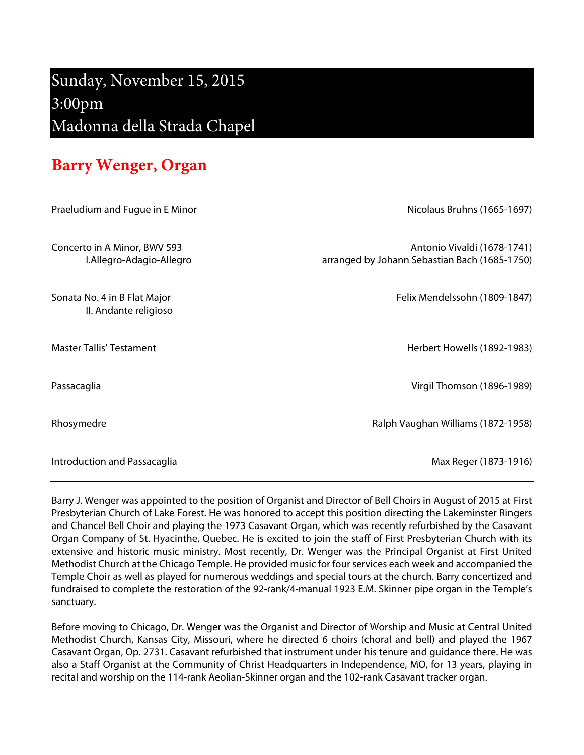# Sunday, November 15, 2015
# 3:00pm
# Madonna della Strada Chapel

## Barry Wenger, Organ

| | |
|---|---|
| Praeludium and Fugue in E Minor | Nicolaus Bruhns (1665-1697) |
| Concerto in A Minor, BWV 593<br>I.Allegro-Adagio-Allegro | Antonio Vivaldi (1678-1741)<br>arranged by Johann Sebastian Bach (1685-1750) |
| Sonata No. 4 in B Flat Major<br>II. Andante religioso | Felix Mendelssohn (1809-1847) |
| Master Tallis' Testament | Herbert Howells (1892-1983) |
| Passacaglia | Virgil Thomson (1896-1989) |
| Rhosymedre | Ralph Vaughan Williams (1872-1958) |
| Introduction and Passacaglia | Max Reger (1873-1916) |

Barry J. Wenger was appointed to the position of Organist and Director of Bell Choirs in August of 2015 at First Presbyterian Church of Lake Forest. He was honored to accept this position directing the Lakeminster Ringers and Chancel Bell Choir and playing the 1973 Casavant Organ, which was recently refurbished by the Casavant Organ Company of St. Hyacinthe, Quebec. He is excited to join the staff of First Presbyterian Church with its extensive and historic music ministry. Most recently, Dr. Wenger was the Principal Organist at First United Methodist Church at the Chicago Temple. He provided music for four services each week and accompanied the Temple Choir as well as played for numerous weddings and special tours at the church. Barry concertized and fundraised to complete the restoration of the 92-rank/4-manual 1923 E.M. Skinner pipe organ in the Temple's sanctuary.

Before moving to Chicago, Dr. Wenger was the Organist and Director of Worship and Music at Central United Methodist Church, Kansas City, Missouri, where he directed 6 choirs (choral and bell) and played the 1967 Casavant Organ, Op. 2731. Casavant refurbished that instrument under his tenure and guidance there. He was also a Staff Organist at the Community of Christ Headquarters in Independence, MO, for 13 years, playing in recital and worship on the 114-rank Aeolian-Skinner organ and the 102-rank Casavant tracker organ.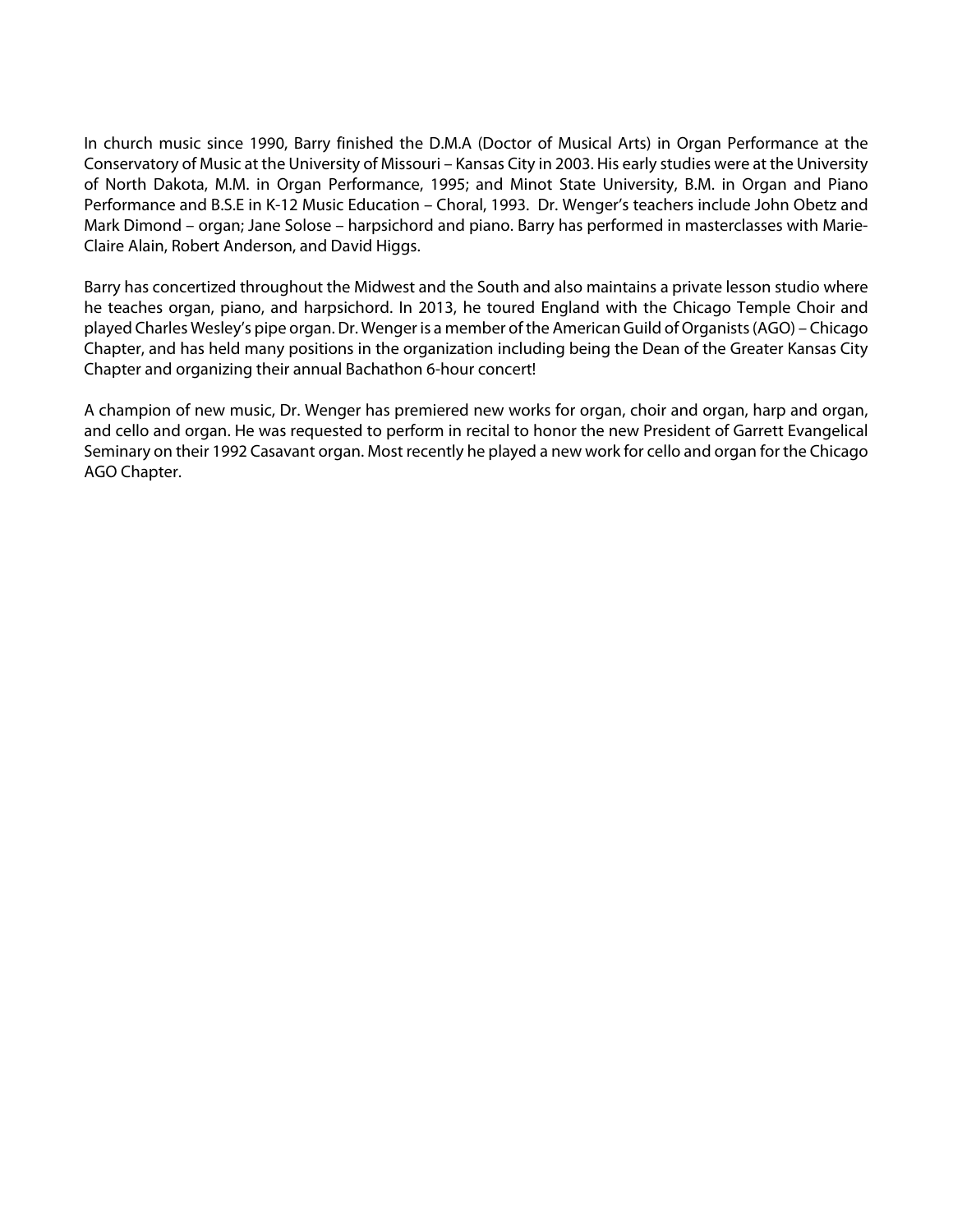In church music since 1990, Barry finished the D.M.A (Doctor of Musical Arts) in Organ Performance at the Conservatory of Music at the University of Missouri – Kansas City in 2003. His early studies were at the University of North Dakota, M.M. in Organ Performance, 1995; and Minot State University, B.M. in Organ and Piano Performance and B.S.E in K-12 Music Education – Choral, 1993. Dr. Wenger's teachers include John Obetz and Mark Dimond – organ; Jane Solose – harpsichord and piano. Barry has performed in masterclasses with Marie-Claire Alain, Robert Anderson, and David Higgs.

Barry has concertized throughout the Midwest and the South and also maintains a private lesson studio where he teaches organ, piano, and harpsichord. In 2013, he toured England with the Chicago Temple Choir and played Charles Wesley's pipe organ. Dr. Wenger is a member of the American Guild of Organists (AGO) – Chicago Chapter, and has held many positions in the organization including being the Dean of the Greater Kansas City Chapter and organizing their annual Bachathon 6-hour concert!

A champion of new music, Dr. Wenger has premiered new works for organ, choir and organ, harp and organ, and cello and organ. He was requested to perform in recital to honor the new President of Garrett Evangelical Seminary on their 1992 Casavant organ. Most recently he played a new work for cello and organ for the Chicago AGO Chapter.